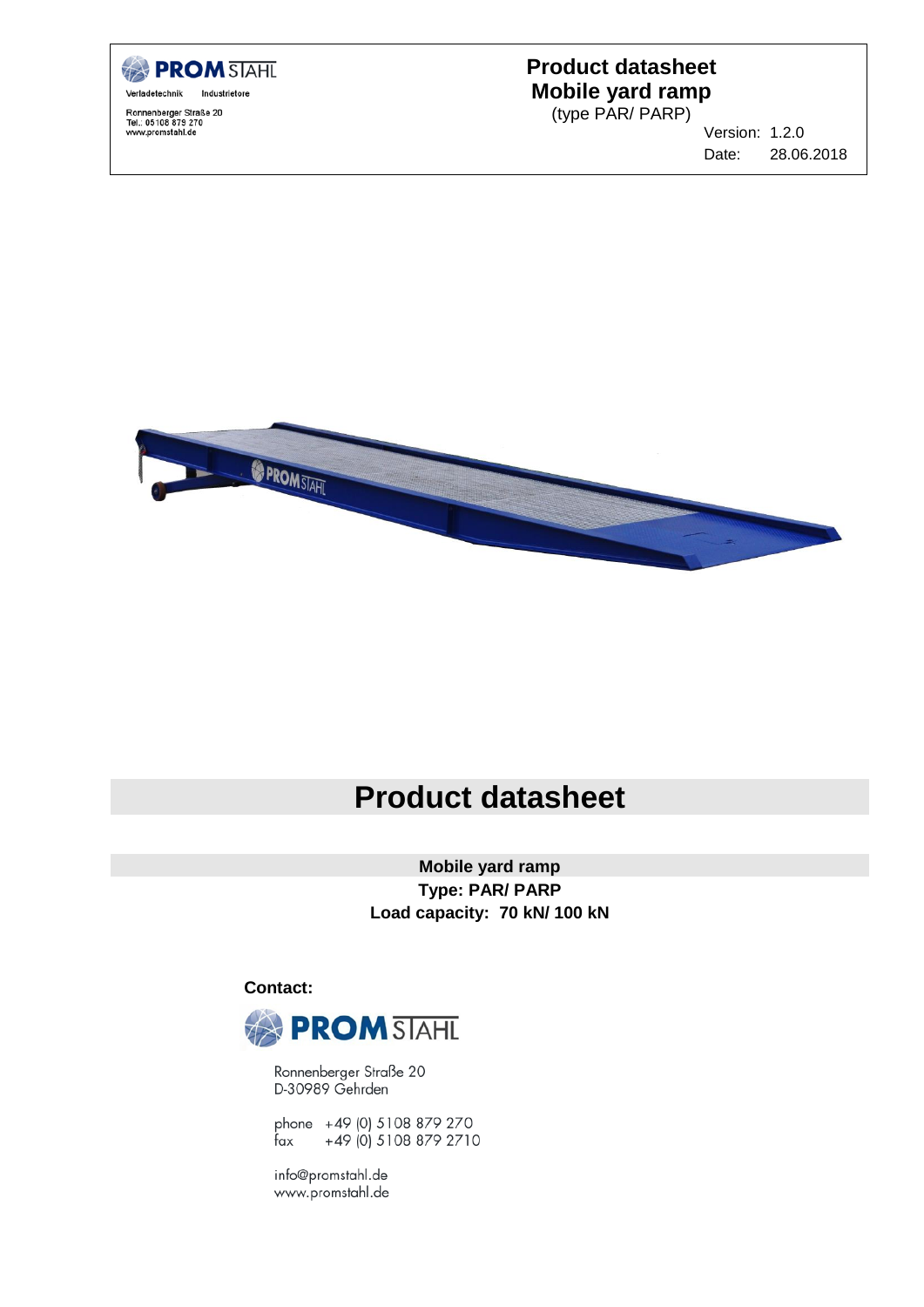PROM STAHL

Verladetechnik Industrietore

Ronnenberger Straße 20
Tel.: 05108 879 270
www.promstahl.de

**Product datasheet**
**Mobile yard ramp**
(type PAR/ PARP)

Version: 1.2.0
Date: 28.06.2018

# Product datasheet

**Mobile yard ramp**
**Type: PAR/ PARP**
**Load capacity: 70 kN/ 100 kN**

**Contact:**

PROM STAHL

Ronnenberger Straße 20
D-30989 Gehrden

phone +49 (0) 5108 879 270
fax +49 (0) 5108 879 2710

info@promstahl.de
www.promstahl.de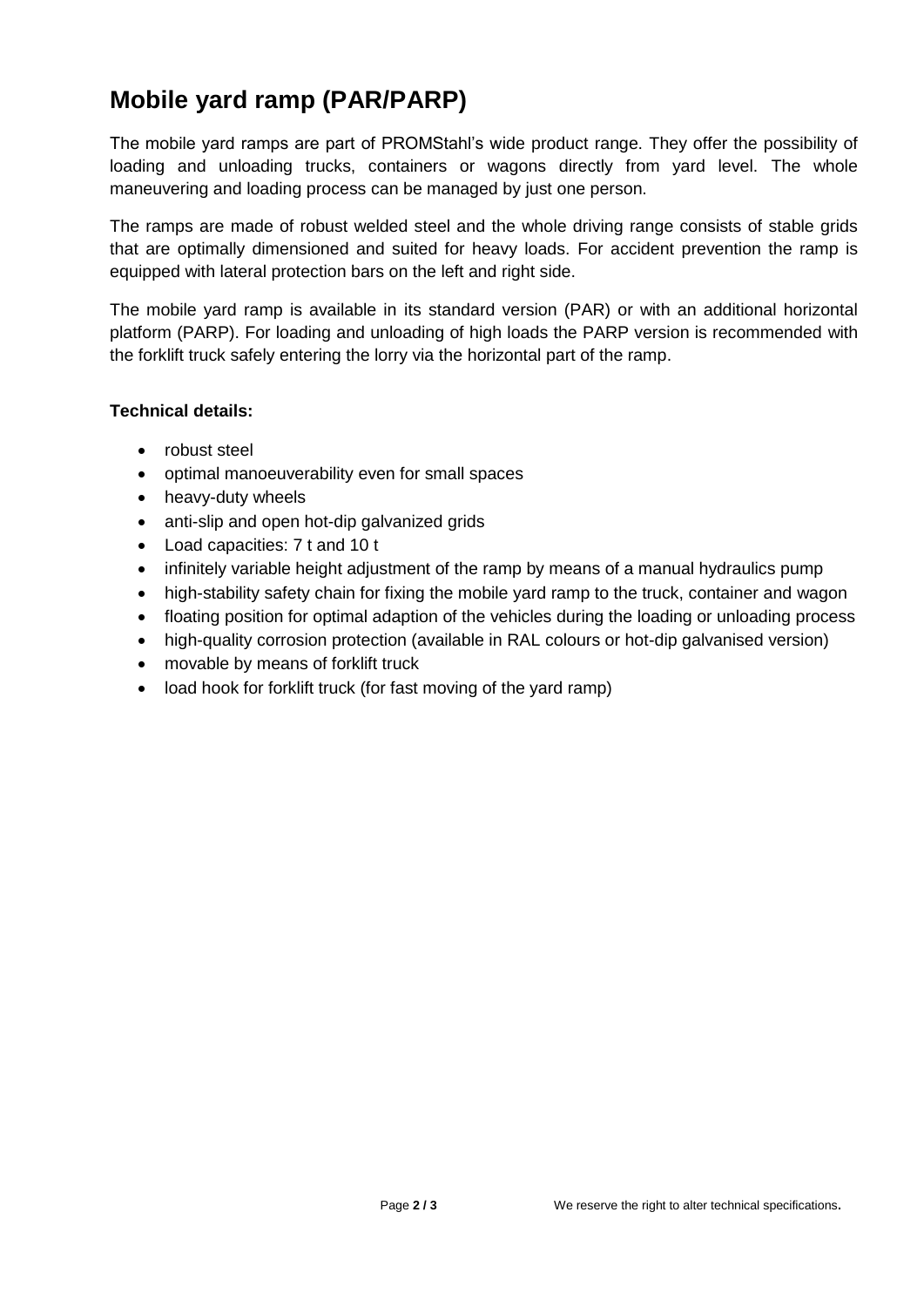# Mobile yard ramp (PAR/PARP)

The mobile yard ramps are part of PROMStahl's wide product range. They offer the possibility of loading and unloading trucks, containers or wagons directly from yard level. The whole maneuvering and loading process can be managed by just one person.

The ramps are made of robust welded steel and the whole driving range consists of stable grids that are optimally dimensioned and suited for heavy loads. For accident prevention the ramp is equipped with lateral protection bars on the left and right side.

The mobile yard ramp is available in its standard version (PAR) or with an additional horizontal platform (PARP). For loading and unloading of high loads the PARP version is recommended with the forklift truck safely entering the lorry via the horizontal part of the ramp.

**Technical details:**

- robust steel
- optimal manoeuverability even for small spaces
- heavy-duty wheels
- anti-slip and open hot-dip galvanized grids
- Load capacities: 7 t and 10 t
- infinitely variable height adjustment of the ramp by means of a manual hydraulics pump
- high-stability safety chain for fixing the mobile yard ramp to the truck, container and wagon
- floating position for optimal adaption of the vehicles during the loading or unloading process
- high-quality corrosion protection (available in RAL colours or hot-dip galvanised version)
- movable by means of forklift truck
- load hook for forklift truck (for fast moving of the yard ramp)

We reserve the right to alter technical specifications.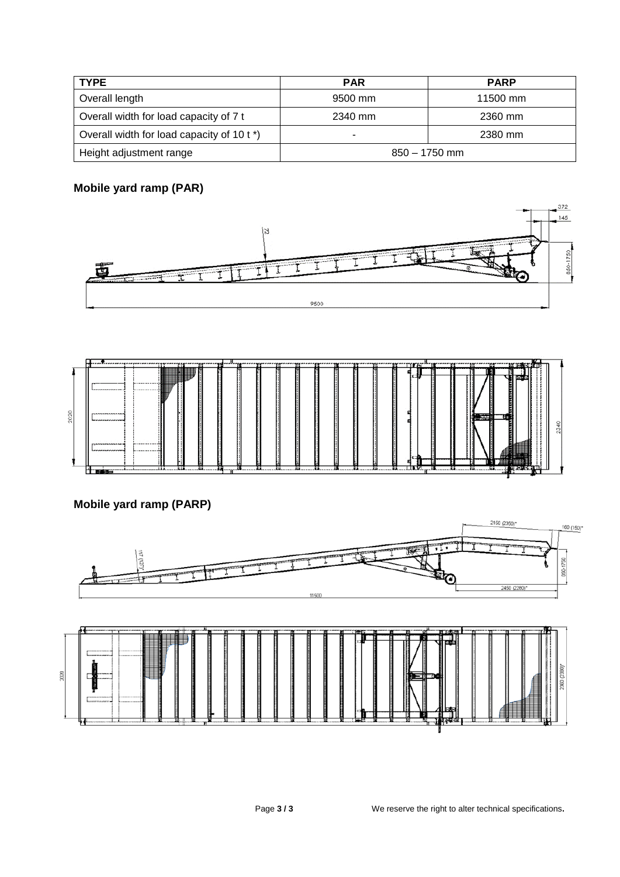| TYPE | PAR | PARP |
| --- | --- | --- |
| Overall length | 9500 mm | 11500 mm |
| Overall width for load capacity of 7 t | 2340 mm | 2360 mm |
| Overall width for load capacity of 10 t *) | - | 2380 mm |
| Height adjustment range | 850 – 1750 mm | |

## Mobile yard ramp (PAR)

372
145
72
850-1750
9500

2020
2340

## Mobile yard ramp (PARP)

2150 (2350)*
160 (150)*
117 (127)*
850-1750
2450 (2280)*
11500

2020
2360 (2380)*

We reserve the right to alter technical specifications.